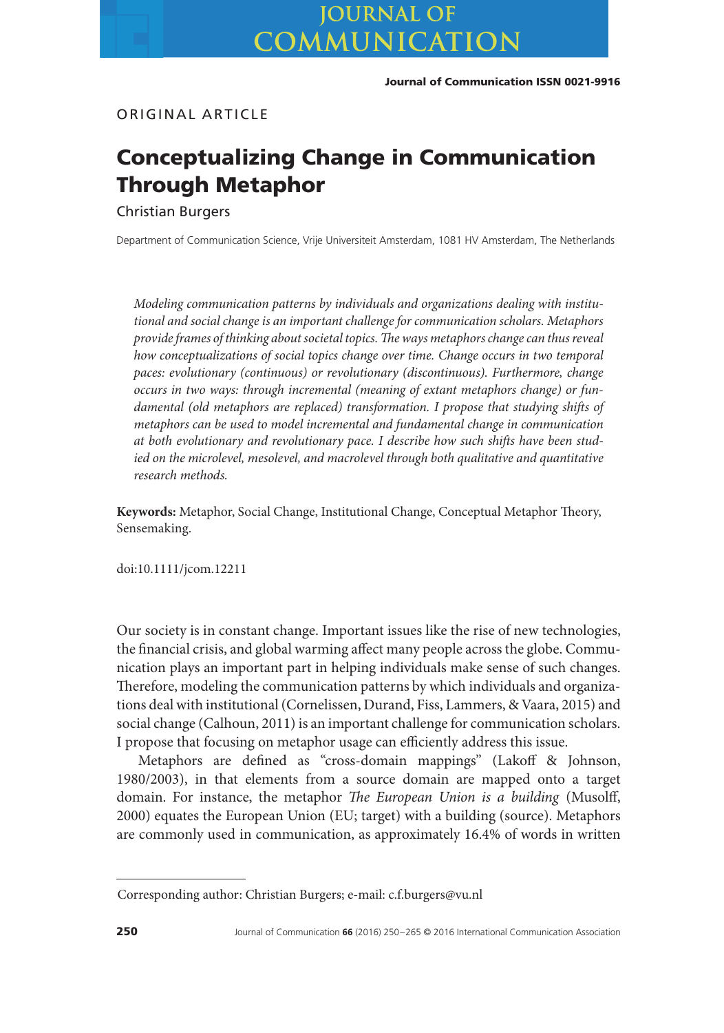ORIGINAL ARTICLE

# Conceptualizing Change in Communication Through Metaphor

Christian Burgers

Department of Communication Science, Vrije Universiteit Amsterdam, 1081 HV Amsterdam, The Netherlands

*Modeling communication patterns by individuals and organizations dealing with institutional and social change is an important challenge for communication scholars. Metaphors provide frames of thinking about societal topics. The ways metaphors change can thus reveal how conceptualizations of social topics change over time. Change occurs in two temporal paces: evolutionary (continuous) or revolutionary (discontinuous). Furthermore, change occurs in two ways: through incremental (meaning of extant metaphors change) or fundamental (old metaphors are replaced) transformation. I propose that studying shifts of metaphors can be used to model incremental and fundamental change in communication at both evolutionary and revolutionary pace. I describe how such shifts have been studied on the microlevel, mesolevel, and macrolevel through both qualitative and quantitative research methods.*

**Keywords:** Metaphor, Social Change, Institutional Change, Conceptual Metaphor Theory, Sensemaking.

doi:10.1111/jcom.12211

Our society is in constant change. Important issues like the rise of new technologies, the financial crisis, and global warming affect many people across the globe. Communication plays an important part in helping individuals make sense of such changes. Therefore, modeling the communication patterns by which individuals and organizations deal with institutional (Cornelissen, Durand, Fiss, Lammers, & Vaara, 2015) and social change (Calhoun, 2011) is an important challenge for communication scholars. I propose that focusing on metaphor usage can efficiently address this issue.

Metaphors are defined as "cross-domain mappings" (Lakoff & Johnson, 1980/2003), in that elements from a source domain are mapped onto a target domain. For instance, the metaphor *The European Union is a building* (Musolff, 2000) equates the European Union (EU; target) with a building (source). Metaphors are commonly used in communication, as approximately 16.4% of words in written

Corresponding author: Christian Burgers; e-mail: c.f.burgers@vu.nl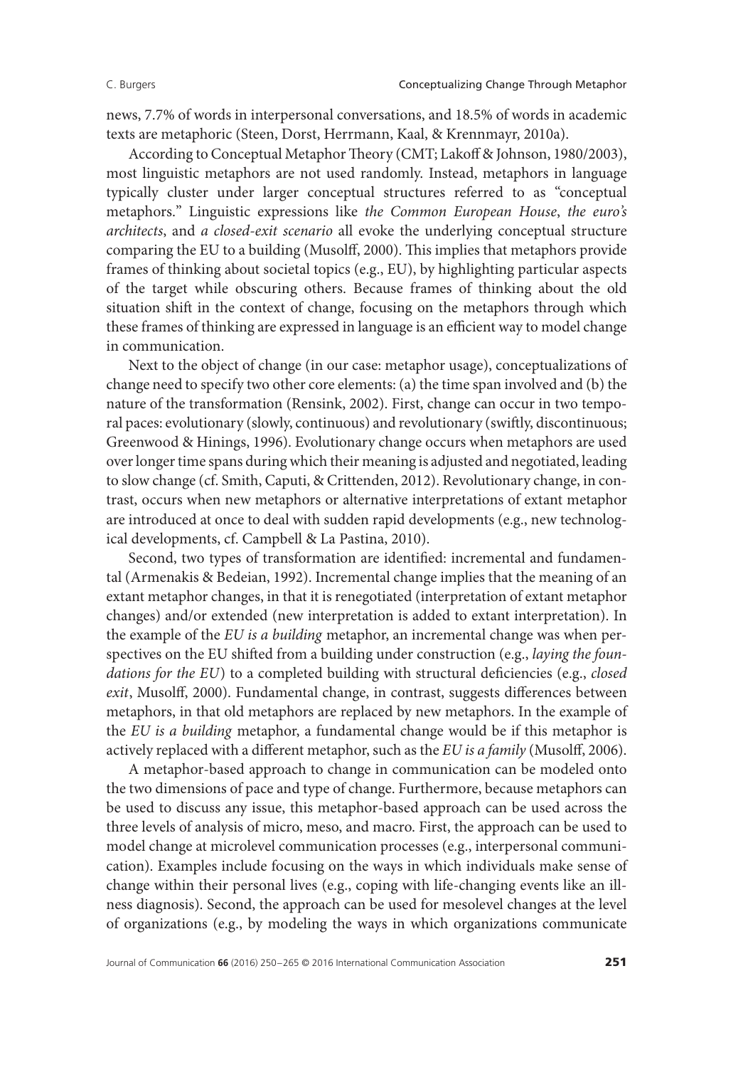news, 7.7% of words in interpersonal conversations, and 18.5% of words in academic texts are metaphoric (Steen, Dorst, Herrmann, Kaal, & Krennmayr, 2010a).

According to Conceptual Metaphor Theory (CMT; Lakoff & Johnson, 1980/2003), most linguistic metaphors are not used randomly. Instead, metaphors in language typically cluster under larger conceptual structures referred to as "conceptual metaphors." Linguistic expressions like *the Common European House*, *the euro's architects*, and *a closed-exit scenario* all evoke the underlying conceptual structure comparing the EU to a building (Musolff, 2000). This implies that metaphors provide frames of thinking about societal topics (e.g., EU), by highlighting particular aspects of the target while obscuring others. Because frames of thinking about the old situation shift in the context of change, focusing on the metaphors through which these frames of thinking are expressed in language is an efficient way to model change in communication.

Next to the object of change (in our case: metaphor usage), conceptualizations of change need to specify two other core elements: (a) the time span involved and (b) the nature of the transformation (Rensink, 2002). First, change can occur in two temporal paces: evolutionary (slowly, continuous) and revolutionary (swiftly, discontinuous; Greenwood & Hinings, 1996). Evolutionary change occurs when metaphors are used over longer time spans during which their meaning is adjusted and negotiated, leading to slow change (cf. Smith, Caputi, & Crittenden, 2012). Revolutionary change, in contrast, occurs when new metaphors or alternative interpretations of extant metaphor are introduced at once to deal with sudden rapid developments (e.g., new technological developments, cf. Campbell & La Pastina, 2010).

Second, two types of transformation are identified: incremental and fundamental (Armenakis & Bedeian, 1992). Incremental change implies that the meaning of an extant metaphor changes, in that it is renegotiated (interpretation of extant metaphor changes) and/or extended (new interpretation is added to extant interpretation). In the example of the *EU is a building* metaphor, an incremental change was when perspectives on the EU shifted from a building under construction (e.g., *laying the foundations for the EU*) to a completed building with structural deficiencies (e.g., *closed exit*, Musolff, 2000). Fundamental change, in contrast, suggests differences between metaphors, in that old metaphors are replaced by new metaphors. In the example of the *EU is a building* metaphor, a fundamental change would be if this metaphor is actively replaced with a different metaphor, such as the *EU is a family* (Musolff, 2006).

A metaphor-based approach to change in communication can be modeled onto the two dimensions of pace and type of change. Furthermore, because metaphors can be used to discuss any issue, this metaphor-based approach can be used across the three levels of analysis of micro, meso, and macro. First, the approach can be used to model change at microlevel communication processes (e.g., interpersonal communication). Examples include focusing on the ways in which individuals make sense of change within their personal lives (e.g., coping with life-changing events like an illness diagnosis). Second, the approach can be used for mesolevel changes at the level of organizations (e.g., by modeling the ways in which organizations communicate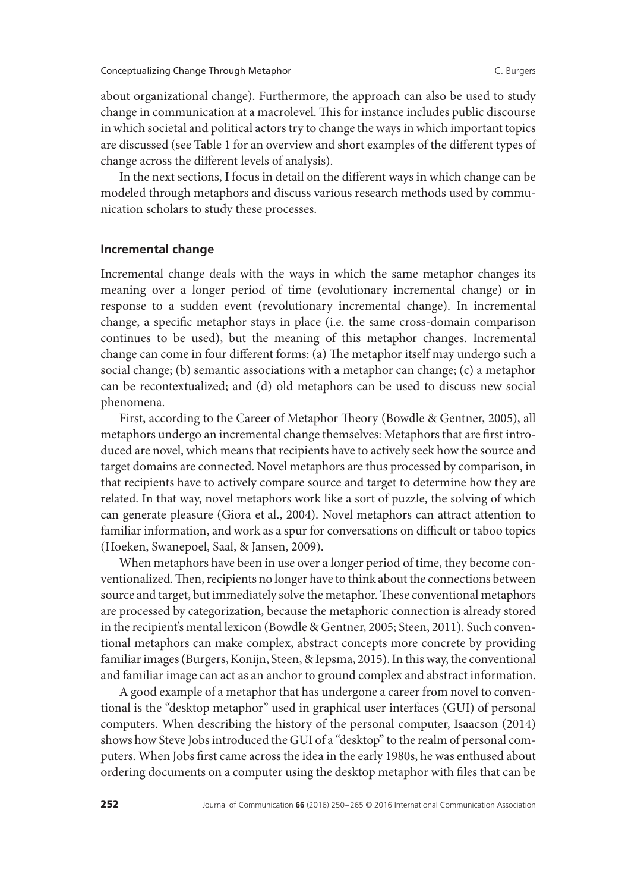about organizational change). Furthermore, the approach can also be used to study change in communication at a macrolevel. This for instance includes public discourse in which societal and political actors try to change the ways in which important topics are discussed (see Table 1 for an overview and short examples of the different types of change across the different levels of analysis).

In the next sections, I focus in detail on the different ways in which change can be modeled through metaphors and discuss various research methods used by communication scholars to study these processes.

## Incremental change

Incremental change deals with the ways in which the same metaphor changes its meaning over a longer period of time (evolutionary incremental change) or in response to a sudden event (revolutionary incremental change). In incremental change, a specific metaphor stays in place (i.e. the same cross-domain comparison continues to be used), but the meaning of this metaphor changes. Incremental change can come in four different forms: (a) The metaphor itself may undergo such a social change; (b) semantic associations with a metaphor can change; (c) a metaphor can be recontextualized; and (d) old metaphors can be used to discuss new social phenomena.

First, according to the Career of Metaphor Theory (Bowdle & Gentner, 2005), all metaphors undergo an incremental change themselves: Metaphors that are first introduced are novel, which means that recipients have to actively seek how the source and target domains are connected. Novel metaphors are thus processed by comparison, in that recipients have to actively compare source and target to determine how they are related. In that way, novel metaphors work like a sort of puzzle, the solving of which can generate pleasure (Giora et al., 2004). Novel metaphors can attract attention to familiar information, and work as a spur for conversations on difficult or taboo topics (Hoeken, Swanepoel, Saal, & Jansen, 2009).

When metaphors have been in use over a longer period of time, they become conventionalized. Then, recipients no longer have to think about the connections between source and target, but immediately solve the metaphor. These conventional metaphors are processed by categorization, because the metaphoric connection is already stored in the recipient's mental lexicon (Bowdle & Gentner, 2005; Steen, 2011). Such conventional metaphors can make complex, abstract concepts more concrete by providing familiar images (Burgers, Konijn, Steen, & Iepsma, 2015). In this way, the conventional and familiar image can act as an anchor to ground complex and abstract information.

A good example of a metaphor that has undergone a career from novel to conventional is the "desktop metaphor" used in graphical user interfaces (GUI) of personal computers. When describing the history of the personal computer, Isaacson (2014) shows how Steve Jobs introduced the GUI of a "desktop" to the realm of personal computers. When Jobs first came across the idea in the early 1980s, he was enthused about ordering documents on a computer using the desktop metaphor with files that can be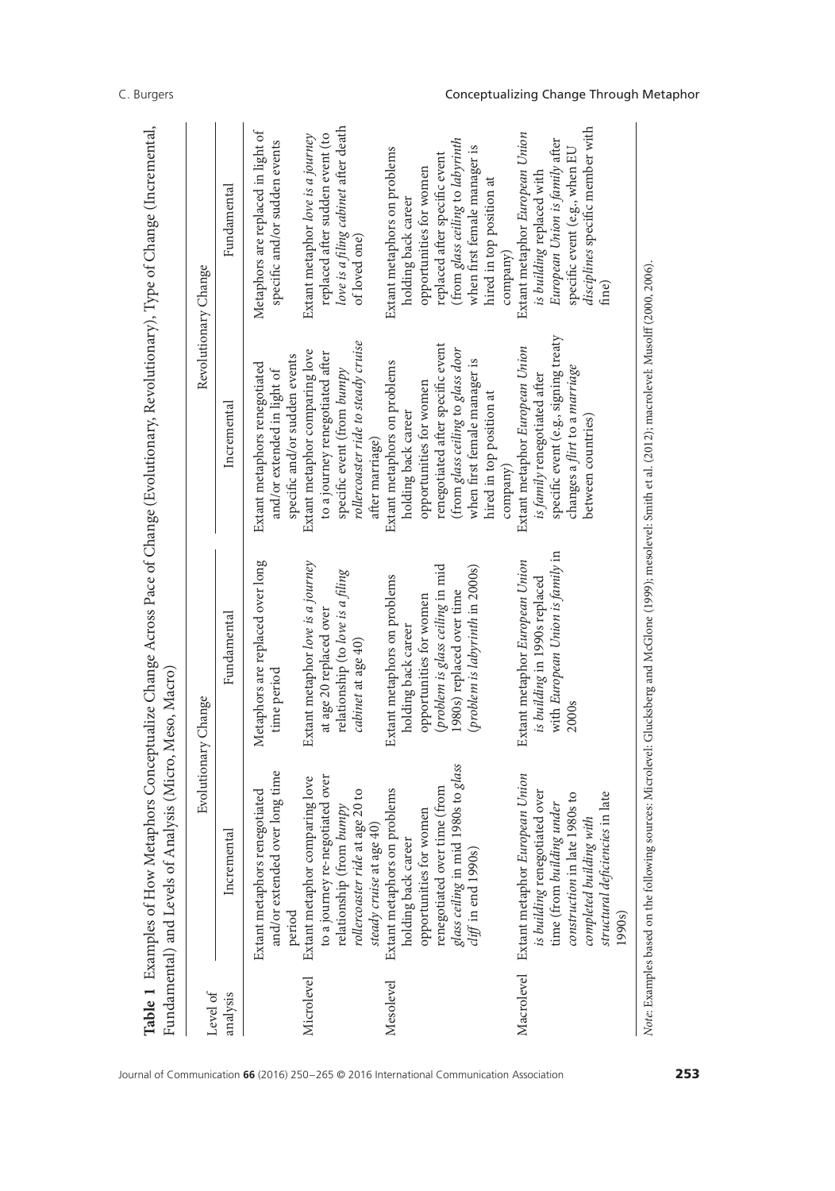**Table 1** Examples of How Metaphors Conceptualize Change Across Pace of Change (Evolutionary, Revolutionary), Type of Change (Incremental, Fundamental) and Levels of Analysis (Micro, Meso, Macro)

| Level of analysis | Evolutionary Change | | Revolutionary Change | |
|---|---|---|---|---|
| | Incremental | Fundamental | Incremental | Fundamental |
| | Extant metaphors renegotiated and/or extended over long time period | Metaphors are replaced over long time period | Extant metaphors renegotiated and/or extended in light of specific and/or sudden events | Metaphors are replaced in light of specific and/or sudden events |
| Microlevel | Extant metaphor comparing love to a journey re-negotiated over relationship (from *bumpy rollercoaster ride* at age 20 to *steady cruise* at age 40) | Extant metaphor *love is a journey* at age 20 replaced over relationship (to *love is a filing cabinet* at age 40) | Extant metaphor comparing love to a journey renegotiated after specific event (from *bumpy rollercoaster ride to steady cruise* after marriage) | Extant metaphor *love is a journey* replaced after sudden event (to *love is a filing cabinet* after death of loved one) |
| Mesolevel | Extant metaphors on problems holding back career opportunities for women renegotiated over time (from *glass ceiling* in mid 1980s to *glass cliff* in end 1990s) | Extant metaphors on problems holding back career opportunities for women (*problem is glass ceiling* in mid 1980s) replaced over time (*problem is labyrinth* in 2000s) | Extant metaphors on problems holding back career opportunities for women renegotiated after specific event (from *glass ceiling* to *glass door* when first female manager is hired in top position at company) | Extant metaphors on problems holding back career opportunities for women replaced after specific event (from *glass ceiling* to *labyrinth* when first female manager is hired in top position at company) |
| Macrolevel | Extant metaphor *European Union is building* renegotiated over time (from *building under construction* in late 1980s to *completed building with structural deficiencies* in late 1990s) | Extant metaphor *European Union is building* in 1990s replaced with *European Union is family* in 2000s | Extant metaphor *European Union is family* renegotiated after specific event (e.g., signing treaty changes a *flirt* to a *marriage* between countries) | Extant metaphor *European Union is building* replaced with *European Union is family* after specific event (e.g., when EU *disciplines* specific member with fine) |

*Note*: Examples based on the following sources: Microlevel: Glucksberg and McGlone (1999); mesolevel: Smith et al. (2012); macrolevel: Musolff (2000, 2006).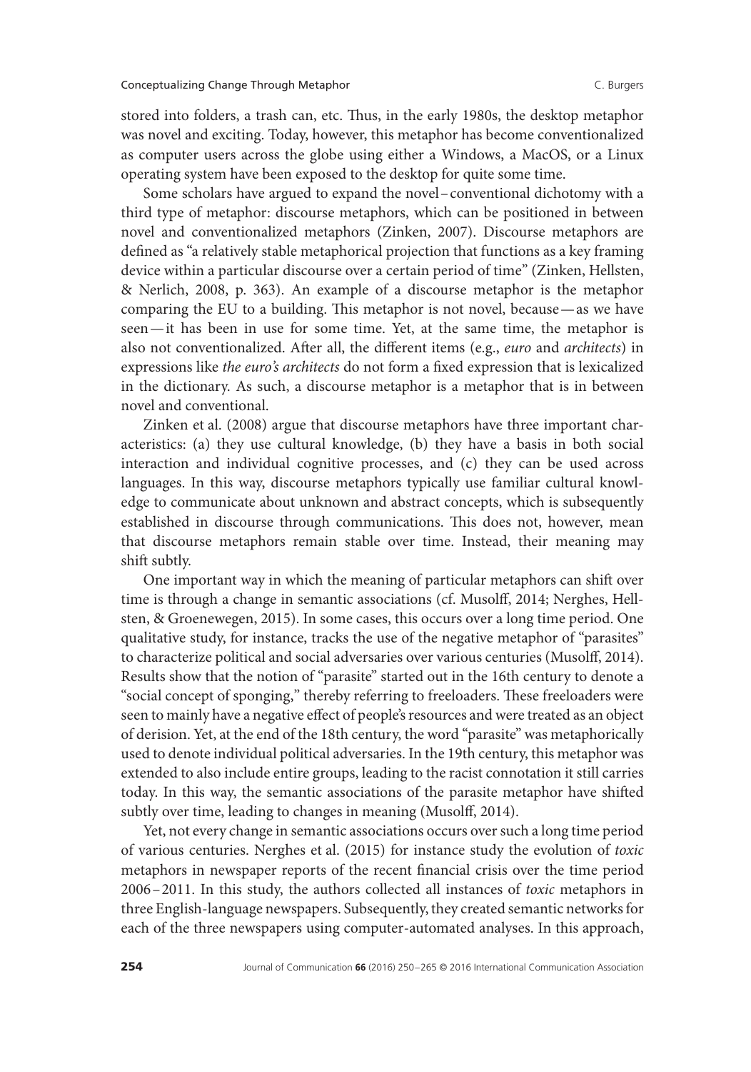stored into folders, a trash can, etc. Thus, in the early 1980s, the desktop metaphor was novel and exciting. Today, however, this metaphor has become conventionalized as computer users across the globe using either a Windows, a MacOS, or a Linux operating system have been exposed to the desktop for quite some time.

Some scholars have argued to expand the novel–conventional dichotomy with a third type of metaphor: discourse metaphors, which can be positioned in between novel and conventionalized metaphors (Zinken, 2007). Discourse metaphors are defined as "a relatively stable metaphorical projection that functions as a key framing device within a particular discourse over a certain period of time" (Zinken, Hellsten, & Nerlich, 2008, p. 363). An example of a discourse metaphor is the metaphor comparing the EU to a building. This metaphor is not novel, because—as we have seen—it has been in use for some time. Yet, at the same time, the metaphor is also not conventionalized. After all, the different items (e.g., *euro* and *architects*) in expressions like *the euro's architects* do not form a fixed expression that is lexicalized in the dictionary. As such, a discourse metaphor is a metaphor that is in between novel and conventional.

Zinken et al. (2008) argue that discourse metaphors have three important characteristics: (a) they use cultural knowledge, (b) they have a basis in both social interaction and individual cognitive processes, and (c) they can be used across languages. In this way, discourse metaphors typically use familiar cultural knowledge to communicate about unknown and abstract concepts, which is subsequently established in discourse through communications. This does not, however, mean that discourse metaphors remain stable over time. Instead, their meaning may shift subtly.

One important way in which the meaning of particular metaphors can shift over time is through a change in semantic associations (cf. Musolff, 2014; Nerghes, Hellsten, & Groenewegen, 2015). In some cases, this occurs over a long time period. One qualitative study, for instance, tracks the use of the negative metaphor of "parasites" to characterize political and social adversaries over various centuries (Musolff, 2014). Results show that the notion of "parasite" started out in the 16th century to denote a "social concept of sponging," thereby referring to freeloaders. These freeloaders were seen to mainly have a negative effect of people's resources and were treated as an object of derision. Yet, at the end of the 18th century, the word "parasite" was metaphorically used to denote individual political adversaries. In the 19th century, this metaphor was extended to also include entire groups, leading to the racist connotation it still carries today. In this way, the semantic associations of the parasite metaphor have shifted subtly over time, leading to changes in meaning (Musolff, 2014).

Yet, not every change in semantic associations occurs over such a long time period of various centuries. Nerghes et al. (2015) for instance study the evolution of *toxic* metaphors in newspaper reports of the recent financial crisis over the time period 2006–2011. In this study, the authors collected all instances of *toxic* metaphors in three English-language newspapers. Subsequently, they created semantic networks for each of the three newspapers using computer-automated analyses. In this approach,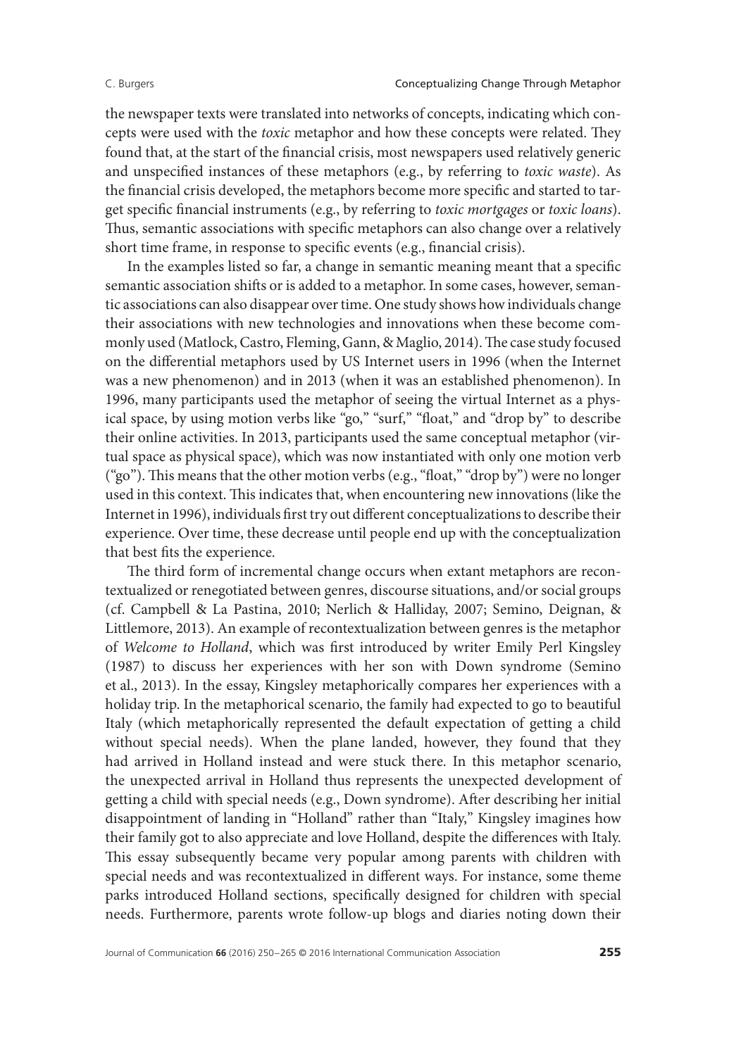the newspaper texts were translated into networks of concepts, indicating which concepts were used with the *toxic* metaphor and how these concepts were related. They found that, at the start of the financial crisis, most newspapers used relatively generic and unspecified instances of these metaphors (e.g., by referring to *toxic waste*). As the financial crisis developed, the metaphors become more specific and started to target specific financial instruments (e.g., by referring to *toxic mortgages* or *toxic loans*). Thus, semantic associations with specific metaphors can also change over a relatively short time frame, in response to specific events (e.g., financial crisis).

In the examples listed so far, a change in semantic meaning meant that a specific semantic association shifts or is added to a metaphor. In some cases, however, semantic associations can also disappear over time. One study shows how individuals change their associations with new technologies and innovations when these become commonly used (Matlock, Castro, Fleming, Gann, & Maglio, 2014). The case study focused on the differential metaphors used by US Internet users in 1996 (when the Internet was a new phenomenon) and in 2013 (when it was an established phenomenon). In 1996, many participants used the metaphor of seeing the virtual Internet as a physical space, by using motion verbs like "go," "surf," "float," and "drop by" to describe their online activities. In 2013, participants used the same conceptual metaphor (virtual space as physical space), which was now instantiated with only one motion verb ("go"). This means that the other motion verbs (e.g., "float," "drop by") were no longer used in this context. This indicates that, when encountering new innovations (like the Internet in 1996), individuals first try out different conceptualizations to describe their experience. Over time, these decrease until people end up with the conceptualization that best fits the experience.

The third form of incremental change occurs when extant metaphors are recontextualized or renegotiated between genres, discourse situations, and/or social groups (cf. Campbell & La Pastina, 2010; Nerlich & Halliday, 2007; Semino, Deignan, & Littlemore, 2013). An example of recontextualization between genres is the metaphor of *Welcome to Holland*, which was first introduced by writer Emily Perl Kingsley (1987) to discuss her experiences with her son with Down syndrome (Semino et al., 2013). In the essay, Kingsley metaphorically compares her experiences with a holiday trip. In the metaphorical scenario, the family had expected to go to beautiful Italy (which metaphorically represented the default expectation of getting a child without special needs). When the plane landed, however, they found that they had arrived in Holland instead and were stuck there. In this metaphor scenario, the unexpected arrival in Holland thus represents the unexpected development of getting a child with special needs (e.g., Down syndrome). After describing her initial disappointment of landing in "Holland" rather than "Italy," Kingsley imagines how their family got to also appreciate and love Holland, despite the differences with Italy. This essay subsequently became very popular among parents with children with special needs and was recontextualized in different ways. For instance, some theme parks introduced Holland sections, specifically designed for children with special needs. Furthermore, parents wrote follow-up blogs and diaries noting down their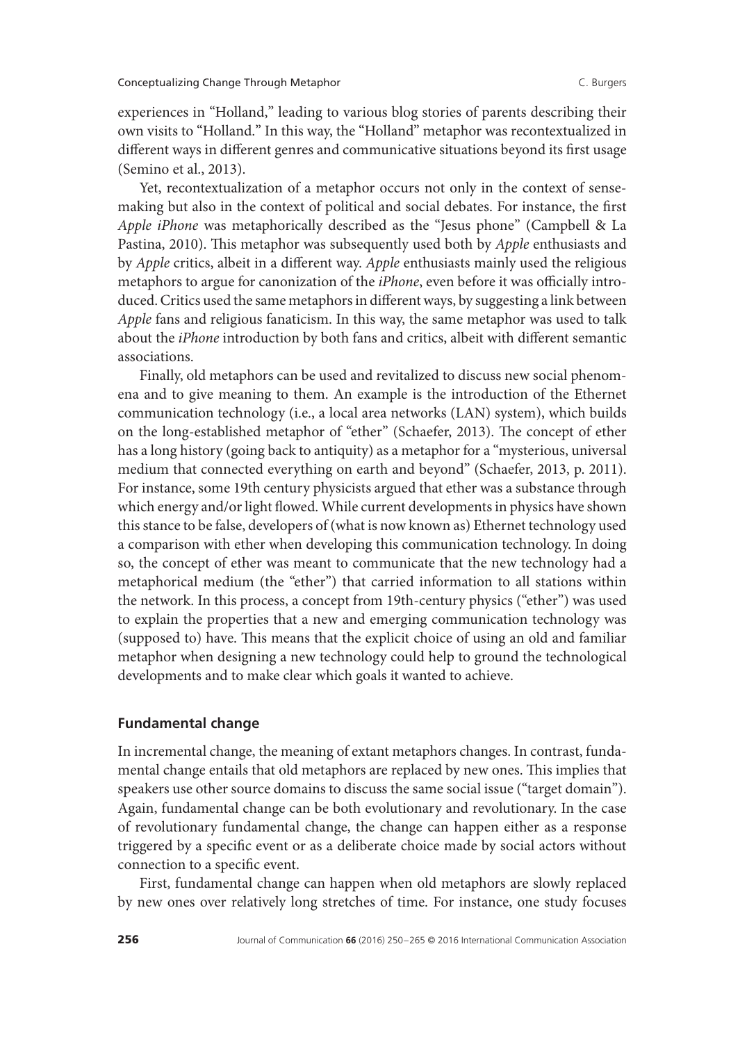experiences in "Holland," leading to various blog stories of parents describing their own visits to "Holland." In this way, the "Holland" metaphor was recontextualized in different ways in different genres and communicative situations beyond its first usage (Semino et al., 2013).

Yet, recontextualization of a metaphor occurs not only in the context of sense-making but also in the context of political and social debates. For instance, the first *Apple iPhone* was metaphorically described as the "Jesus phone" (Campbell & La Pastina, 2010). This metaphor was subsequently used both by *Apple* enthusiasts and by *Apple* critics, albeit in a different way. *Apple* enthusiasts mainly used the religious metaphors to argue for canonization of the *iPhone*, even before it was officially introduced. Critics used the same metaphors in different ways, by suggesting a link between *Apple* fans and religious fanaticism. In this way, the same metaphor was used to talk about the *iPhone* introduction by both fans and critics, albeit with different semantic associations.

Finally, old metaphors can be used and revitalized to discuss new social phenomena and to give meaning to them. An example is the introduction of the Ethernet communication technology (i.e., a local area networks (LAN) system), which builds on the long-established metaphor of "ether" (Schaefer, 2013). The concept of ether has a long history (going back to antiquity) as a metaphor for a "mysterious, universal medium that connected everything on earth and beyond" (Schaefer, 2013, p. 2011). For instance, some 19th century physicists argued that ether was a substance through which energy and/or light flowed. While current developments in physics have shown this stance to be false, developers of (what is now known as) Ethernet technology used a comparison with ether when developing this communication technology. In doing so, the concept of ether was meant to communicate that the new technology had a metaphorical medium (the "ether") that carried information to all stations within the network. In this process, a concept from 19th-century physics ("ether") was used to explain the properties that a new and emerging communication technology was (supposed to) have. This means that the explicit choice of using an old and familiar metaphor when designing a new technology could help to ground the technological developments and to make clear which goals it wanted to achieve.

### Fundamental change

In incremental change, the meaning of extant metaphors changes. In contrast, fundamental change entails that old metaphors are replaced by new ones. This implies that speakers use other source domains to discuss the same social issue ("target domain"). Again, fundamental change can be both evolutionary and revolutionary. In the case of revolutionary fundamental change, the change can happen either as a response triggered by a specific event or as a deliberate choice made by social actors without connection to a specific event.

First, fundamental change can happen when old metaphors are slowly replaced by new ones over relatively long stretches of time. For instance, one study focuses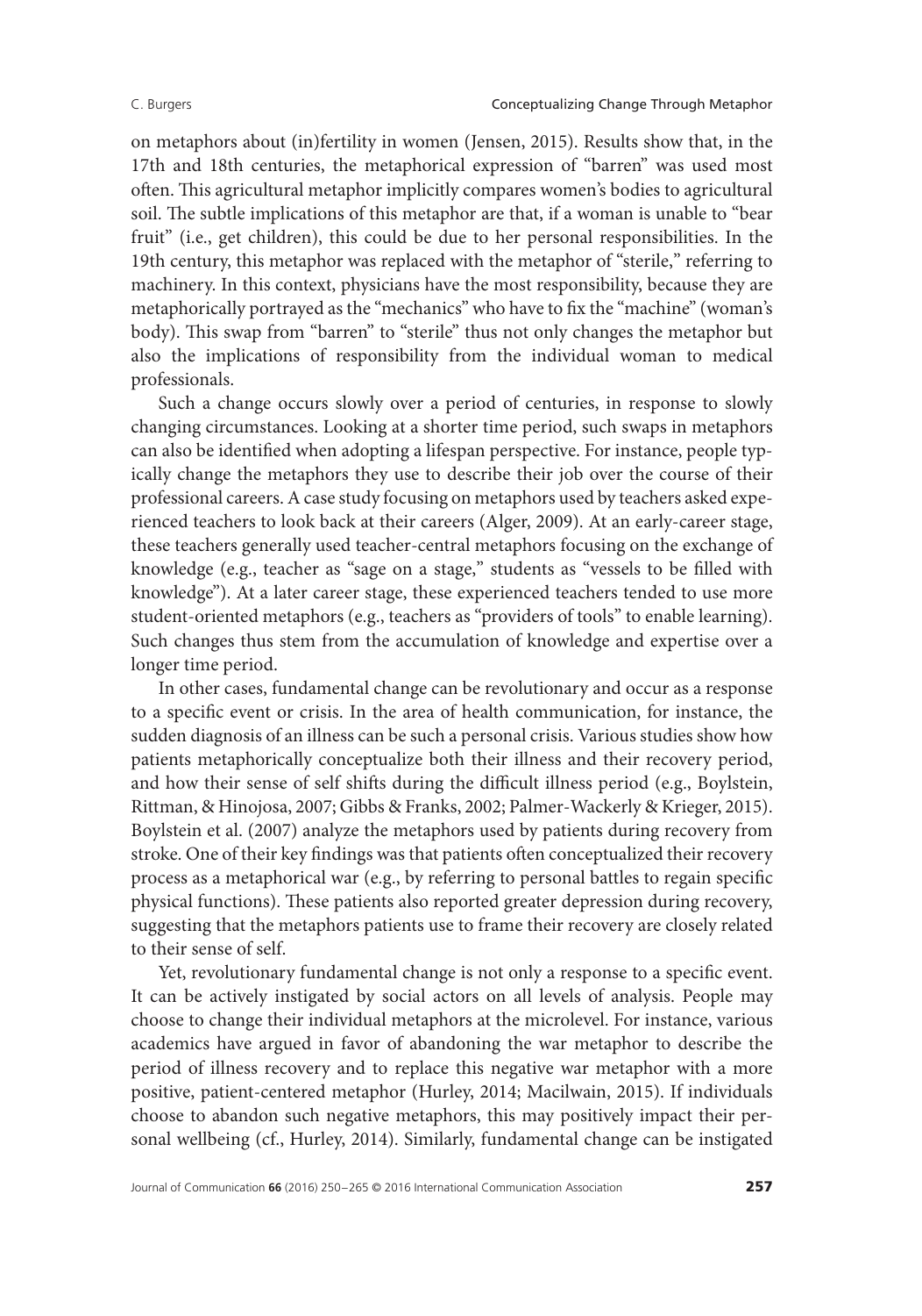on metaphors about (in)fertility in women (Jensen, 2015). Results show that, in the 17th and 18th centuries, the metaphorical expression of "barren" was used most often. This agricultural metaphor implicitly compares women's bodies to agricultural soil. The subtle implications of this metaphor are that, if a woman is unable to "bear fruit" (i.e., get children), this could be due to her personal responsibilities. In the 19th century, this metaphor was replaced with the metaphor of "sterile," referring to machinery. In this context, physicians have the most responsibility, because they are metaphorically portrayed as the "mechanics" who have to fix the "machine" (woman's body). This swap from "barren" to "sterile" thus not only changes the metaphor but also the implications of responsibility from the individual woman to medical professionals.

Such a change occurs slowly over a period of centuries, in response to slowly changing circumstances. Looking at a shorter time period, such swaps in metaphors can also be identified when adopting a lifespan perspective. For instance, people typically change the metaphors they use to describe their job over the course of their professional careers. A case study focusing on metaphors used by teachers asked experienced teachers to look back at their careers (Alger, 2009). At an early-career stage, these teachers generally used teacher-central metaphors focusing on the exchange of knowledge (e.g., teacher as "sage on a stage," students as "vessels to be filled with knowledge"). At a later career stage, these experienced teachers tended to use more student-oriented metaphors (e.g., teachers as "providers of tools" to enable learning). Such changes thus stem from the accumulation of knowledge and expertise over a longer time period.

In other cases, fundamental change can be revolutionary and occur as a response to a specific event or crisis. In the area of health communication, for instance, the sudden diagnosis of an illness can be such a personal crisis. Various studies show how patients metaphorically conceptualize both their illness and their recovery period, and how their sense of self shifts during the difficult illness period (e.g., Boylstein, Rittman, & Hinojosa, 2007; Gibbs & Franks, 2002; Palmer-Wackerly & Krieger, 2015). Boylstein et al. (2007) analyze the metaphors used by patients during recovery from stroke. One of their key findings was that patients often conceptualized their recovery process as a metaphorical war (e.g., by referring to personal battles to regain specific physical functions). These patients also reported greater depression during recovery, suggesting that the metaphors patients use to frame their recovery are closely related to their sense of self.

Yet, revolutionary fundamental change is not only a response to a specific event. It can be actively instigated by social actors on all levels of analysis. People may choose to change their individual metaphors at the microlevel. For instance, various academics have argued in favor of abandoning the war metaphor to describe the period of illness recovery and to replace this negative war metaphor with a more positive, patient-centered metaphor (Hurley, 2014; Macilwain, 2015). If individuals choose to abandon such negative metaphors, this may positively impact their personal wellbeing (cf., Hurley, 2014). Similarly, fundamental change can be instigated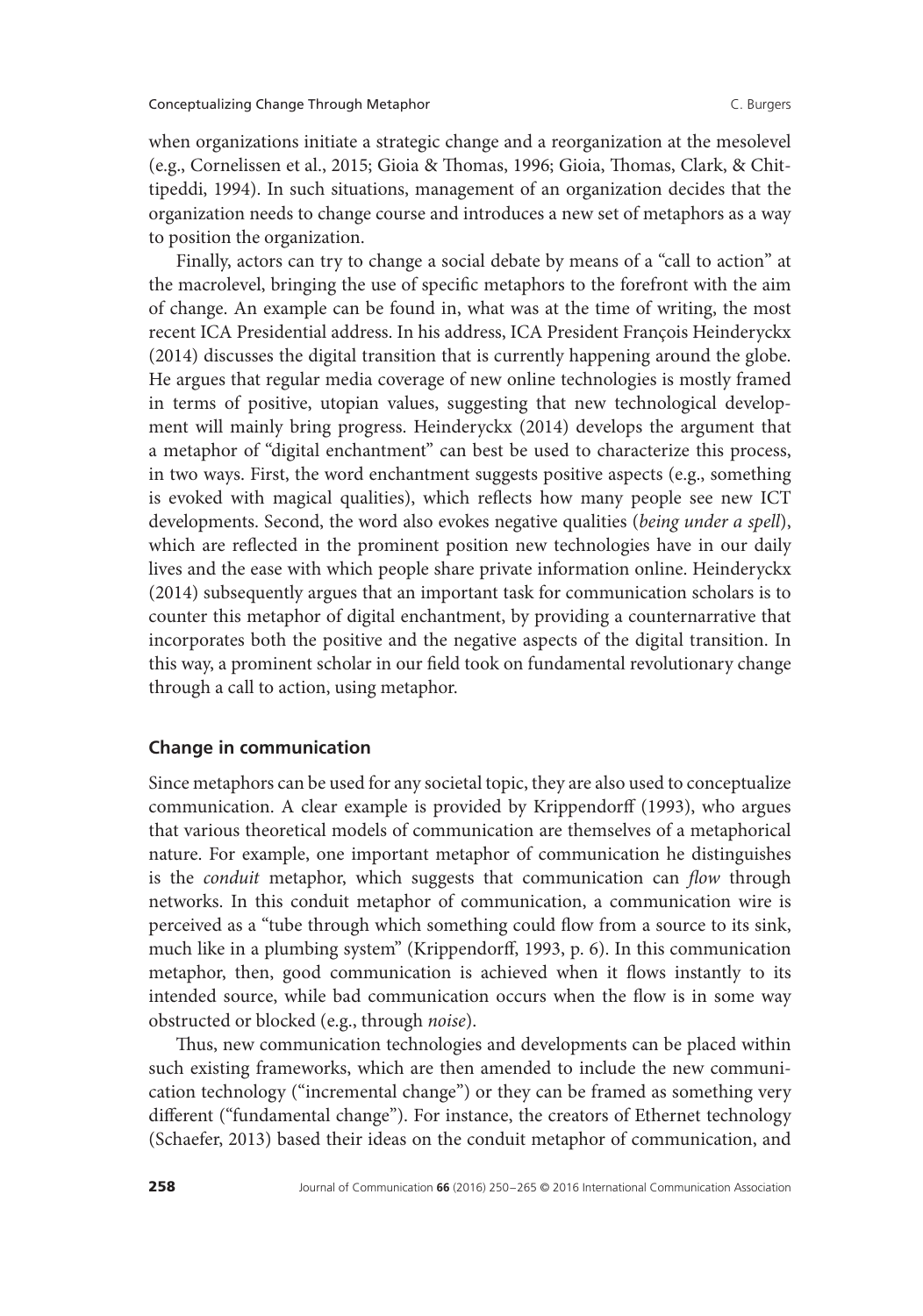when organizations initiate a strategic change and a reorganization at the mesolevel (e.g., Cornelissen et al., 2015; Gioia & Thomas, 1996; Gioia, Thomas, Clark, & Chittipeddi, 1994). In such situations, management of an organization decides that the organization needs to change course and introduces a new set of metaphors as a way to position the organization.

Finally, actors can try to change a social debate by means of a "call to action" at the macrolevel, bringing the use of specific metaphors to the forefront with the aim of change. An example can be found in, what was at the time of writing, the most recent ICA Presidential address. In his address, ICA President François Heinderyckx (2014) discusses the digital transition that is currently happening around the globe. He argues that regular media coverage of new online technologies is mostly framed in terms of positive, utopian values, suggesting that new technological development will mainly bring progress. Heinderyckx (2014) develops the argument that a metaphor of "digital enchantment" can best be used to characterize this process, in two ways. First, the word enchantment suggests positive aspects (e.g., something is evoked with magical qualities), which reflects how many people see new ICT developments. Second, the word also evokes negative qualities (*being under a spell*), which are reflected in the prominent position new technologies have in our daily lives and the ease with which people share private information online. Heinderyckx (2014) subsequently argues that an important task for communication scholars is to counter this metaphor of digital enchantment, by providing a counternarrative that incorporates both the positive and the negative aspects of the digital transition. In this way, a prominent scholar in our field took on fundamental revolutionary change through a call to action, using metaphor.

### Change in communication

Since metaphors can be used for any societal topic, they are also used to conceptualize communication. A clear example is provided by Krippendorff (1993), who argues that various theoretical models of communication are themselves of a metaphorical nature. For example, one important metaphor of communication he distinguishes is the *conduit* metaphor, which suggests that communication can *flow* through networks. In this conduit metaphor of communication, a communication wire is perceived as a "tube through which something could flow from a source to its sink, much like in a plumbing system" (Krippendorff, 1993, p. 6). In this communication metaphor, then, good communication is achieved when it flows instantly to its intended source, while bad communication occurs when the flow is in some way obstructed or blocked (e.g., through *noise*).

Thus, new communication technologies and developments can be placed within such existing frameworks, which are then amended to include the new communication technology ("incremental change") or they can be framed as something very different ("fundamental change"). For instance, the creators of Ethernet technology (Schaefer, 2013) based their ideas on the conduit metaphor of communication, and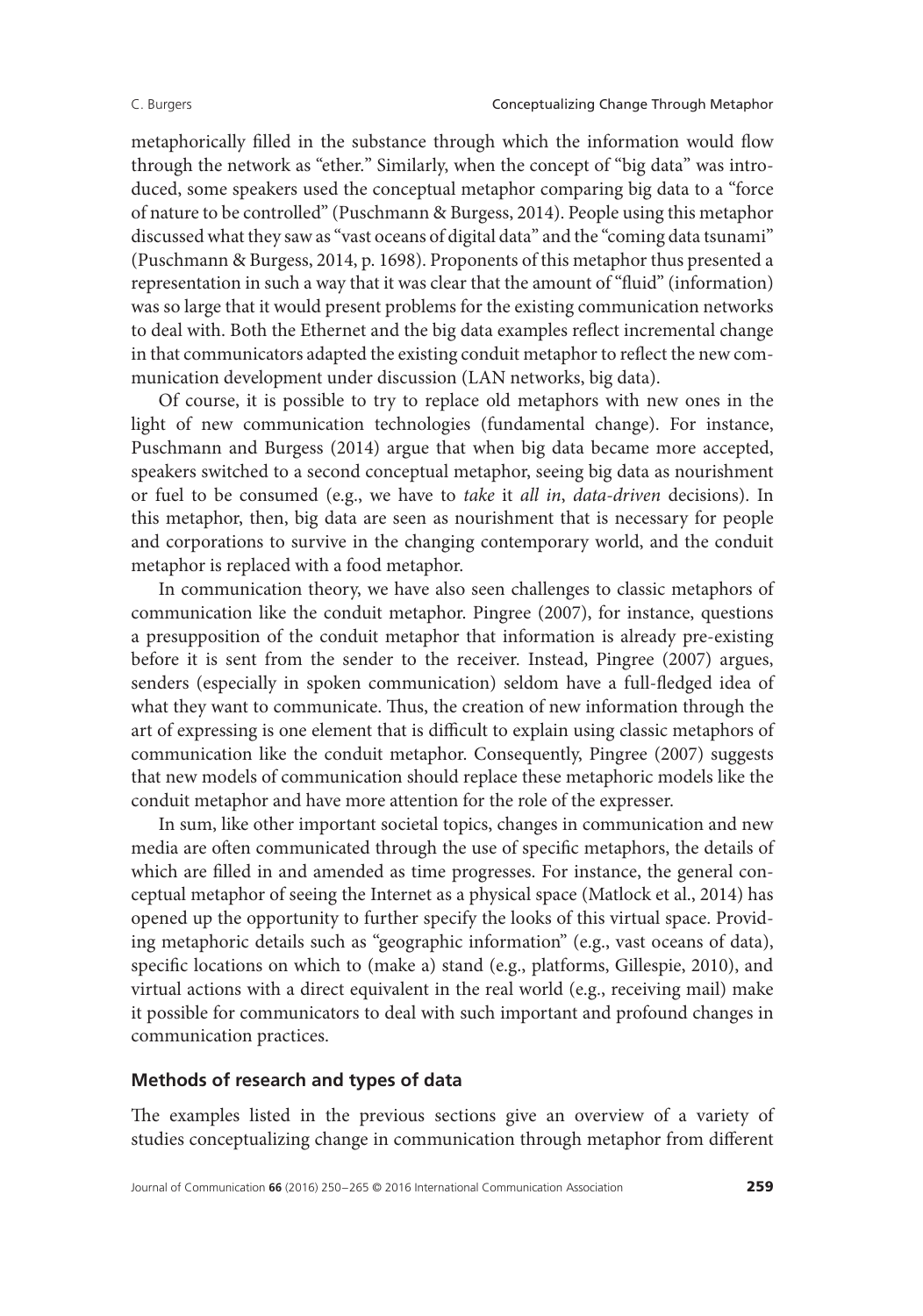metaphorically filled in the substance through which the information would flow through the network as "ether." Similarly, when the concept of "big data" was introduced, some speakers used the conceptual metaphor comparing big data to a "force of nature to be controlled" (Puschmann & Burgess, 2014). People using this metaphor discussed what they saw as "vast oceans of digital data" and the "coming data tsunami" (Puschmann & Burgess, 2014, p. 1698). Proponents of this metaphor thus presented a representation in such a way that it was clear that the amount of "fluid" (information) was so large that it would present problems for the existing communication networks to deal with. Both the Ethernet and the big data examples reflect incremental change in that communicators adapted the existing conduit metaphor to reflect the new communication development under discussion (LAN networks, big data).

Of course, it is possible to try to replace old metaphors with new ones in the light of new communication technologies (fundamental change). For instance, Puschmann and Burgess (2014) argue that when big data became more accepted, speakers switched to a second conceptual metaphor, seeing big data as nourishment or fuel to be consumed (e.g., we have to *take* it *all in*, *data-driven* decisions). In this metaphor, then, big data are seen as nourishment that is necessary for people and corporations to survive in the changing contemporary world, and the conduit metaphor is replaced with a food metaphor.

In communication theory, we have also seen challenges to classic metaphors of communication like the conduit metaphor. Pingree (2007), for instance, questions a presupposition of the conduit metaphor that information is already pre-existing before it is sent from the sender to the receiver. Instead, Pingree (2007) argues, senders (especially in spoken communication) seldom have a full-fledged idea of what they want to communicate. Thus, the creation of new information through the art of expressing is one element that is difficult to explain using classic metaphors of communication like the conduit metaphor. Consequently, Pingree (2007) suggests that new models of communication should replace these metaphoric models like the conduit metaphor and have more attention for the role of the expresser.

In sum, like other important societal topics, changes in communication and new media are often communicated through the use of specific metaphors, the details of which are filled in and amended as time progresses. For instance, the general conceptual metaphor of seeing the Internet as a physical space (Matlock et al., 2014) has opened up the opportunity to further specify the looks of this virtual space. Providing metaphoric details such as "geographic information" (e.g., vast oceans of data), specific locations on which to (make a) stand (e.g., platforms, Gillespie, 2010), and virtual actions with a direct equivalent in the real world (e.g., receiving mail) make it possible for communicators to deal with such important and profound changes in communication practices.

## Methods of research and types of data

The examples listed in the previous sections give an overview of a variety of studies conceptualizing change in communication through metaphor from different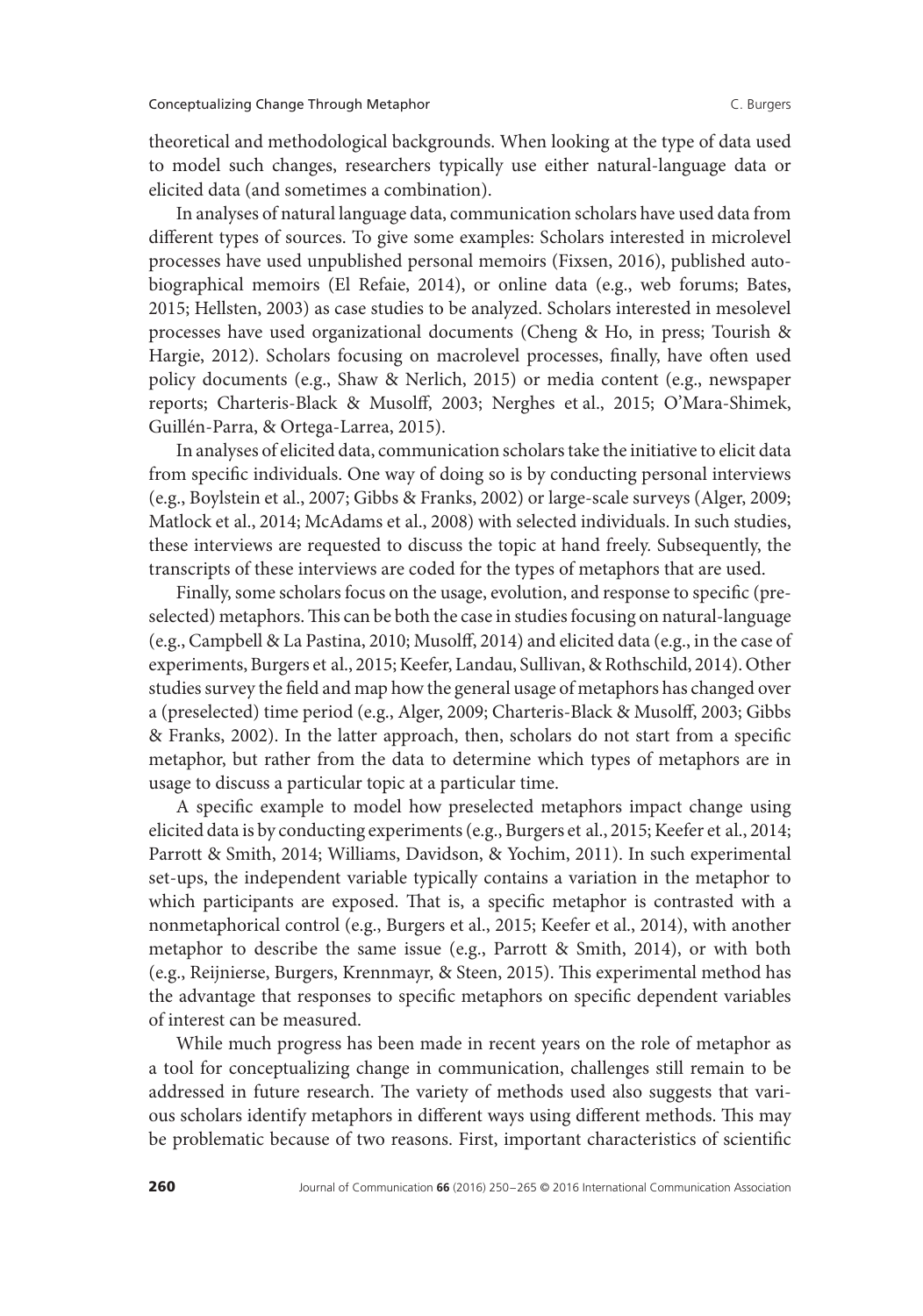theoretical and methodological backgrounds. When looking at the type of data used to model such changes, researchers typically use either natural-language data or elicited data (and sometimes a combination).

In analyses of natural language data, communication scholars have used data from different types of sources. To give some examples: Scholars interested in microlevel processes have used unpublished personal memoirs (Fixsen, 2016), published autobiographical memoirs (El Refaie, 2014), or online data (e.g., web forums; Bates, 2015; Hellsten, 2003) as case studies to be analyzed. Scholars interested in mesolevel processes have used organizational documents (Cheng & Ho, in press; Tourish & Hargie, 2012). Scholars focusing on macrolevel processes, finally, have often used policy documents (e.g., Shaw & Nerlich, 2015) or media content (e.g., newspaper reports; Charteris-Black & Musolff, 2003; Nerghes et al., 2015; O'Mara-Shimek, Guillén-Parra, & Ortega-Larrea, 2015).

In analyses of elicited data, communication scholars take the initiative to elicit data from specific individuals. One way of doing so is by conducting personal interviews (e.g., Boylstein et al., 2007; Gibbs & Franks, 2002) or large-scale surveys (Alger, 2009; Matlock et al., 2014; McAdams et al., 2008) with selected individuals. In such studies, these interviews are requested to discuss the topic at hand freely. Subsequently, the transcripts of these interviews are coded for the types of metaphors that are used.

Finally, some scholars focus on the usage, evolution, and response to specific (preselected) metaphors. This can be both the case in studies focusing on natural-language (e.g., Campbell & La Pastina, 2010; Musolff, 2014) and elicited data (e.g., in the case of experiments, Burgers et al., 2015; Keefer, Landau, Sullivan, & Rothschild, 2014). Other studies survey the field and map how the general usage of metaphors has changed over a (preselected) time period (e.g., Alger, 2009; Charteris-Black & Musolff, 2003; Gibbs & Franks, 2002). In the latter approach, then, scholars do not start from a specific metaphor, but rather from the data to determine which types of metaphors are in usage to discuss a particular topic at a particular time.

A specific example to model how preselected metaphors impact change using elicited data is by conducting experiments (e.g., Burgers et al., 2015; Keefer et al., 2014; Parrott & Smith, 2014; Williams, Davidson, & Yochim, 2011). In such experimental set-ups, the independent variable typically contains a variation in the metaphor to which participants are exposed. That is, a specific metaphor is contrasted with a nonmetaphorical control (e.g., Burgers et al., 2015; Keefer et al., 2014), with another metaphor to describe the same issue (e.g., Parrott & Smith, 2014), or with both (e.g., Reijnierse, Burgers, Krennmayr, & Steen, 2015). This experimental method has the advantage that responses to specific metaphors on specific dependent variables of interest can be measured.

While much progress has been made in recent years on the role of metaphor as a tool for conceptualizing change in communication, challenges still remain to be addressed in future research. The variety of methods used also suggests that various scholars identify metaphors in different ways using different methods. This may be problematic because of two reasons. First, important characteristics of scientific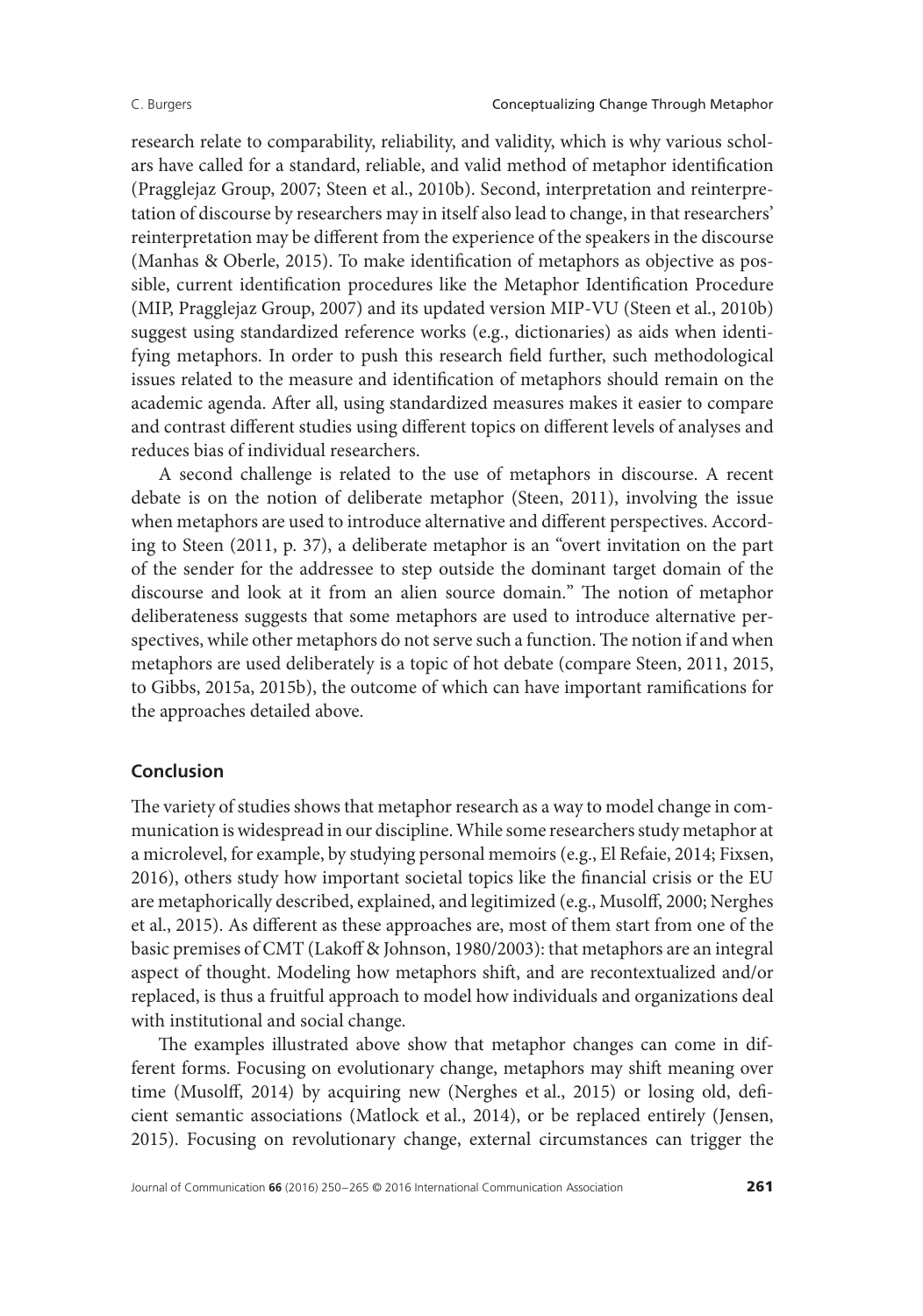research relate to comparability, reliability, and validity, which is why various scholars have called for a standard, reliable, and valid method of metaphor identification (Pragglejaz Group, 2007; Steen et al., 2010b). Second, interpretation and reinterpretation of discourse by researchers may in itself also lead to change, in that researchers' reinterpretation may be different from the experience of the speakers in the discourse (Manhas & Oberle, 2015). To make identification of metaphors as objective as possible, current identification procedures like the Metaphor Identification Procedure (MIP, Pragglejaz Group, 2007) and its updated version MIP-VU (Steen et al., 2010b) suggest using standardized reference works (e.g., dictionaries) as aids when identifying metaphors. In order to push this research field further, such methodological issues related to the measure and identification of metaphors should remain on the academic agenda. After all, using standardized measures makes it easier to compare and contrast different studies using different topics on different levels of analyses and reduces bias of individual researchers.

A second challenge is related to the use of metaphors in discourse. A recent debate is on the notion of deliberate metaphor (Steen, 2011), involving the issue when metaphors are used to introduce alternative and different perspectives. According to Steen (2011, p. 37), a deliberate metaphor is an "overt invitation on the part of the sender for the addressee to step outside the dominant target domain of the discourse and look at it from an alien source domain." The notion of metaphor deliberateness suggests that some metaphors are used to introduce alternative perspectives, while other metaphors do not serve such a function. The notion if and when metaphors are used deliberately is a topic of hot debate (compare Steen, 2011, 2015, to Gibbs, 2015a, 2015b), the outcome of which can have important ramifications for the approaches detailed above.

## Conclusion

The variety of studies shows that metaphor research as a way to model change in communication is widespread in our discipline. While some researchers study metaphor at a microlevel, for example, by studying personal memoirs (e.g., El Refaie, 2014; Fixsen, 2016), others study how important societal topics like the financial crisis or the EU are metaphorically described, explained, and legitimized (e.g., Musolff, 2000; Nerghes et al., 2015). As different as these approaches are, most of them start from one of the basic premises of CMT (Lakoff & Johnson, 1980/2003): that metaphors are an integral aspect of thought. Modeling how metaphors shift, and are recontextualized and/or replaced, is thus a fruitful approach to model how individuals and organizations deal with institutional and social change.

The examples illustrated above show that metaphor changes can come in different forms. Focusing on evolutionary change, metaphors may shift meaning over time (Musolff, 2014) by acquiring new (Nerghes et al., 2015) or losing old, deficient semantic associations (Matlock et al., 2014), or be replaced entirely (Jensen, 2015). Focusing on revolutionary change, external circumstances can trigger the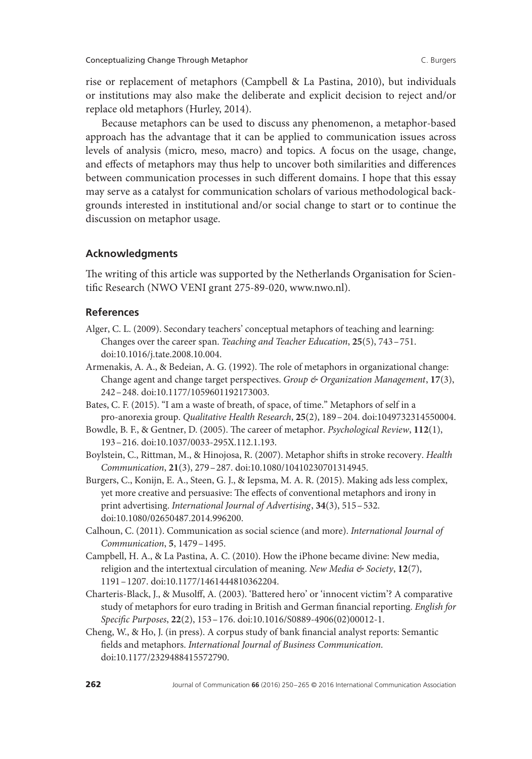rise or replacement of metaphors (Campbell & La Pastina, 2010), but individuals or institutions may also make the deliberate and explicit decision to reject and/or replace old metaphors (Hurley, 2014).

Because metaphors can be used to discuss any phenomenon, a metaphor-based approach has the advantage that it can be applied to communication issues across levels of analysis (micro, meso, macro) and topics. A focus on the usage, change, and effects of metaphors may thus help to uncover both similarities and differences between communication processes in such different domains. I hope that this essay may serve as a catalyst for communication scholars of various methodological backgrounds interested in institutional and/or social change to start or to continue the discussion on metaphor usage.

## Acknowledgments

The writing of this article was supported by the Netherlands Organisation for Scientific Research (NWO VENI grant 275-89-020, www.nwo.nl).

## References

Alger, C. L. (2009). Secondary teachers' conceptual metaphors of teaching and learning: Changes over the career span. *Teaching and Teacher Education*, **25**(5), 743 – 751. doi:10.1016/j.tate.2008.10.004.

Armenakis, A. A., & Bedeian, A. G. (1992). The role of metaphors in organizational change: Change agent and change target perspectives. *Group & Organization Management*, **17**(3), 242 – 248. doi:10.1177/1059601192173003.

Bates, C. F. (2015). "I am a waste of breath, of space, of time." Metaphors of self in a pro-anorexia group. *Qualitative Health Research*, **25**(2), 189 – 204. doi:1049732314550004.

Bowdle, B. F., & Gentner, D. (2005). The career of metaphor. *Psychological Review*, **112**(1), 193 – 216. doi:10.1037/0033-295X.112.1.193.

Boylstein, C., Rittman, M., & Hinojosa, R. (2007). Metaphor shifts in stroke recovery. *Health Communication*, **21**(3), 279 – 287. doi:10.1080/10410230701314945.

Burgers, C., Konijn, E. A., Steen, G. J., & Iepsma, M. A. R. (2015). Making ads less complex, yet more creative and persuasive: The effects of conventional metaphors and irony in print advertising. *International Journal of Advertising*, **34**(3), 515 – 532. doi:10.1080/02650487.2014.996200.

Calhoun, C. (2011). Communication as social science (and more). *International Journal of Communication*, **5**, 1479 – 1495.

Campbell, H. A., & La Pastina, A. C. (2010). How the iPhone became divine: New media, religion and the intertextual circulation of meaning. *New Media & Society*, **12**(7), 1191 – 1207. doi:10.1177/1461444810362204.

Charteris-Black, J., & Musolff, A. (2003). 'Battered hero' or 'innocent victim'? A comparative study of metaphors for euro trading in British and German financial reporting. *English for Specific Purposes*, **22**(2), 153 – 176. doi:10.1016/S0889-4906(02)00012-1.

Cheng, W., & Ho, J. (in press). A corpus study of bank financial analyst reports: Semantic fields and metaphors. *International Journal of Business Communication*. doi:10.1177/2329488415572790.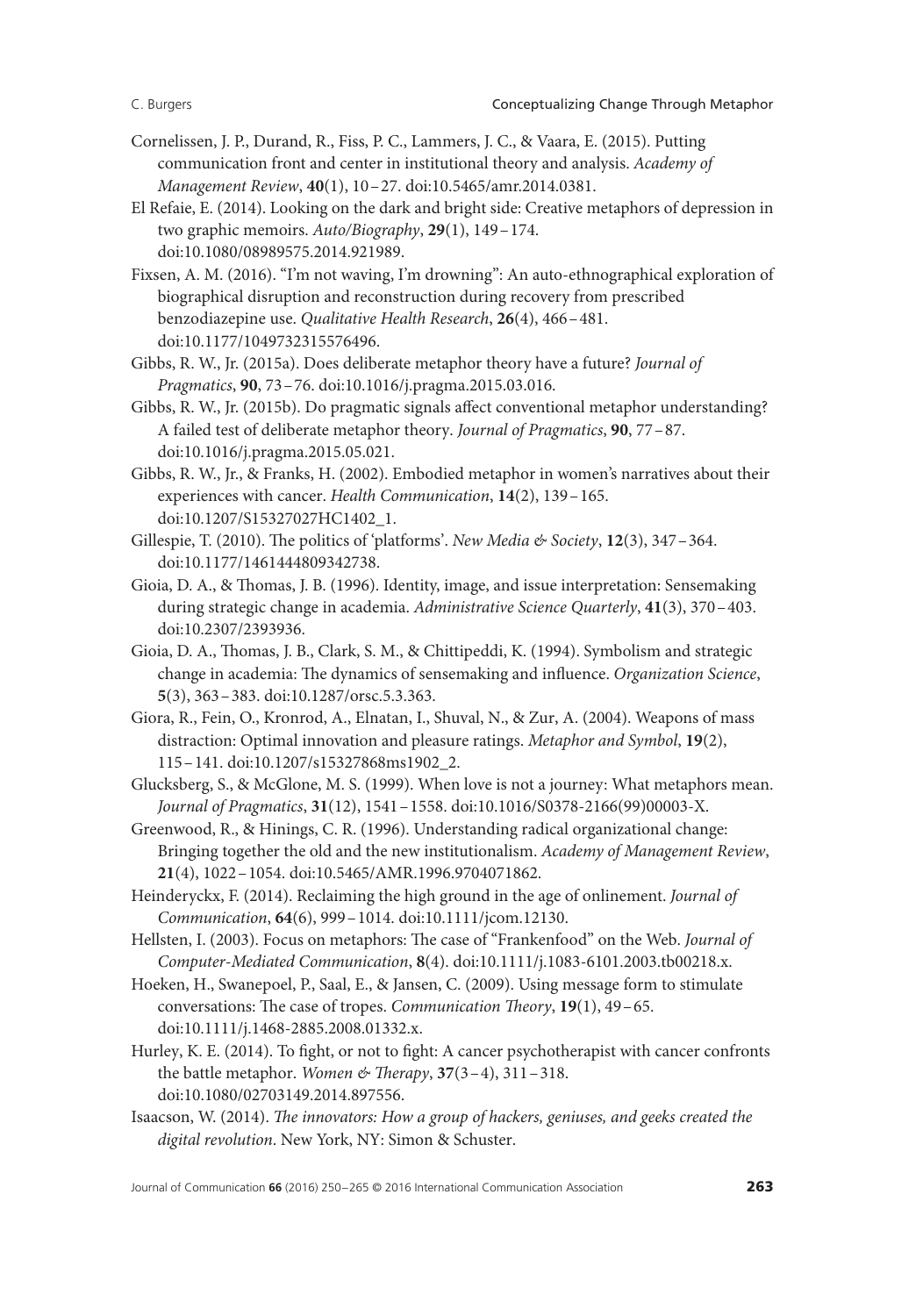Cornelissen, J. P., Durand, R., Fiss, P. C., Lammers, J. C., & Vaara, E. (2015). Putting communication front and center in institutional theory and analysis. *Academy of Management Review*, **40**(1), 10 – 27. doi:10.5465/amr.2014.0381.

El Refaie, E. (2014). Looking on the dark and bright side: Creative metaphors of depression in two graphic memoirs. *Auto/Biography*, **29**(1), 149 – 174. doi:10.1080/08989575.2014.921989.

Fixsen, A. M. (2016). "I'm not waving, I'm drowning": An auto-ethnographical exploration of biographical disruption and reconstruction during recovery from prescribed benzodiazepine use. *Qualitative Health Research*, **26**(4), 466 – 481. doi:10.1177/1049732315576496.

Gibbs, R. W., Jr. (2015a). Does deliberate metaphor theory have a future? *Journal of Pragmatics*, **90**, 73 – 76. doi:10.1016/j.pragma.2015.03.016.

Gibbs, R. W., Jr. (2015b). Do pragmatic signals affect conventional metaphor understanding? A failed test of deliberate metaphor theory. *Journal of Pragmatics*, **90**, 77 – 87. doi:10.1016/j.pragma.2015.05.021.

Gibbs, R. W., Jr., & Franks, H. (2002). Embodied metaphor in women's narratives about their experiences with cancer. *Health Communication*, **14**(2), 139 – 165. doi:10.1207/S15327027HC1402_1.

Gillespie, T. (2010). The politics of 'platforms'. *New Media & Society*, **12**(3), 347 – 364. doi:10.1177/1461444809342738.

Gioia, D. A., & Thomas, J. B. (1996). Identity, image, and issue interpretation: Sensemaking during strategic change in academia. *Administrative Science Quarterly*, **41**(3), 370 – 403. doi:10.2307/2393936.

Gioia, D. A., Thomas, J. B., Clark, S. M., & Chittipeddi, K. (1994). Symbolism and strategic change in academia: The dynamics of sensemaking and influence. *Organization Science*, **5**(3), 363 – 383. doi:10.1287/orsc.5.3.363.

Giora, R., Fein, O., Kronrod, A., Elnatan, I., Shuval, N., & Zur, A. (2004). Weapons of mass distraction: Optimal innovation and pleasure ratings. *Metaphor and Symbol*, **19**(2), 115 – 141. doi:10.1207/s15327868ms1902_2.

Glucksberg, S., & McGlone, M. S. (1999). When love is not a journey: What metaphors mean. *Journal of Pragmatics*, **31**(12), 1541 – 1558. doi:10.1016/S0378-2166(99)00003-X.

Greenwood, R., & Hinings, C. R. (1996). Understanding radical organizational change: Bringing together the old and the new institutionalism. *Academy of Management Review*, **21**(4), 1022 – 1054. doi:10.5465/AMR.1996.9704071862.

Heinderyckx, F. (2014). Reclaiming the high ground in the age of onlinement. *Journal of Communication*, **64**(6), 999 – 1014. doi:10.1111/jcom.12130.

Hellsten, I. (2003). Focus on metaphors: The case of "Frankenfood" on the Web. *Journal of Computer-Mediated Communication*, **8**(4). doi:10.1111/j.1083-6101.2003.tb00218.x.

Hoeken, H., Swanepoel, P., Saal, E., & Jansen, C. (2009). Using message form to stimulate conversations: The case of tropes. *Communication Theory*, **19**(1), 49 – 65. doi:10.1111/j.1468-2885.2008.01332.x.

Hurley, K. E. (2014). To fight, or not to fight: A cancer psychotherapist with cancer confronts the battle metaphor. *Women & Therapy*, **37**(3 – 4), 311 – 318. doi:10.1080/02703149.2014.897556.

Isaacson, W. (2014). *The innovators: How a group of hackers, geniuses, and geeks created the digital revolution*. New York, NY: Simon & Schuster.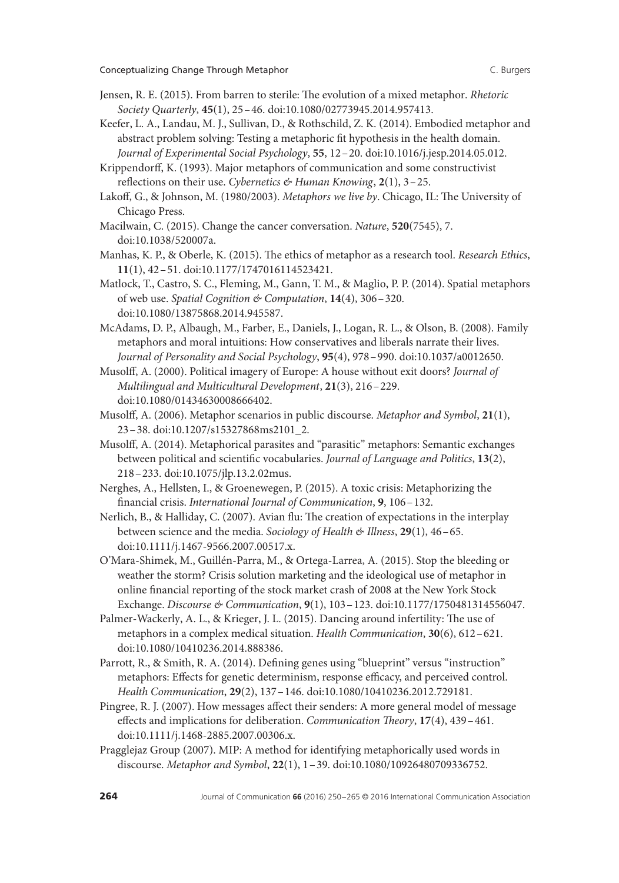Jensen, R. E. (2015). From barren to sterile: The evolution of a mixed metaphor. *Rhetoric Society Quarterly*, **45**(1), 25–46. doi:10.1080/02773945.2014.957413.

Keefer, L. A., Landau, M. J., Sullivan, D., & Rothschild, Z. K. (2014). Embodied metaphor and abstract problem solving: Testing a metaphoric fit hypothesis in the health domain. *Journal of Experimental Social Psychology*, **55**, 12–20. doi:10.1016/j.jesp.2014.05.012.

Krippendorff, K. (1993). Major metaphors of communication and some constructivist reflections on their use. *Cybernetics & Human Knowing*, **2**(1), 3–25.

Lakoff, G., & Johnson, M. (1980/2003). *Metaphors we live by*. Chicago, IL: The University of Chicago Press.

Macilwain, C. (2015). Change the cancer conversation. *Nature*, **520**(7545), 7. doi:10.1038/520007a.

Manhas, K. P., & Oberle, K. (2015). The ethics of metaphor as a research tool. *Research Ethics*, **11**(1), 42–51. doi:10.1177/1747016114523421.

Matlock, T., Castro, S. C., Fleming, M., Gann, T. M., & Maglio, P. P. (2014). Spatial metaphors of web use. *Spatial Cognition & Computation*, **14**(4), 306–320. doi:10.1080/13875868.2014.945587.

McAdams, D. P., Albaugh, M., Farber, E., Daniels, J., Logan, R. L., & Olson, B. (2008). Family metaphors and moral intuitions: How conservatives and liberals narrate their lives. *Journal of Personality and Social Psychology*, **95**(4), 978–990. doi:10.1037/a0012650.

Musolff, A. (2000). Political imagery of Europe: A house without exit doors? *Journal of Multilingual and Multicultural Development*, **21**(3), 216–229. doi:10.1080/01434630008666402.

Musolff, A. (2006). Metaphor scenarios in public discourse. *Metaphor and Symbol*, **21**(1), 23–38. doi:10.1207/s15327868ms2101_2.

Musolff, A. (2014). Metaphorical parasites and "parasitic" metaphors: Semantic exchanges between political and scientific vocabularies. *Journal of Language and Politics*, **13**(2), 218–233. doi:10.1075/jlp.13.2.02mus.

Nerghes, A., Hellsten, I., & Groenewegen, P. (2015). A toxic crisis: Metaphorizing the financial crisis. *International Journal of Communication*, **9**, 106–132.

Nerlich, B., & Halliday, C. (2007). Avian flu: The creation of expectations in the interplay between science and the media. *Sociology of Health & Illness*, **29**(1), 46–65. doi:10.1111/j.1467-9566.2007.00517.x.

O'Mara-Shimek, M., Guillén-Parra, M., & Ortega-Larrea, A. (2015). Stop the bleeding or weather the storm? Crisis solution marketing and the ideological use of metaphor in online financial reporting of the stock market crash of 2008 at the New York Stock Exchange. *Discourse & Communication*, **9**(1), 103–123. doi:10.1177/1750481314556047.

Palmer-Wackerly, A. L., & Krieger, J. L. (2015). Dancing around infertility: The use of metaphors in a complex medical situation. *Health Communication*, **30**(6), 612–621. doi:10.1080/10410236.2014.888386.

Parrott, R., & Smith, R. A. (2014). Defining genes using "blueprint" versus "instruction" metaphors: Effects for genetic determinism, response efficacy, and perceived control. *Health Communication*, **29**(2), 137–146. doi:10.1080/10410236.2012.729181.

Pingree, R. J. (2007). How messages affect their senders: A more general model of message effects and implications for deliberation. *Communication Theory*, **17**(4), 439–461. doi:10.1111/j.1468-2885.2007.00306.x.

Pragglejaz Group (2007). MIP: A method for identifying metaphorically used words in discourse. *Metaphor and Symbol*, **22**(1), 1–39. doi:10.1080/10926480709336752.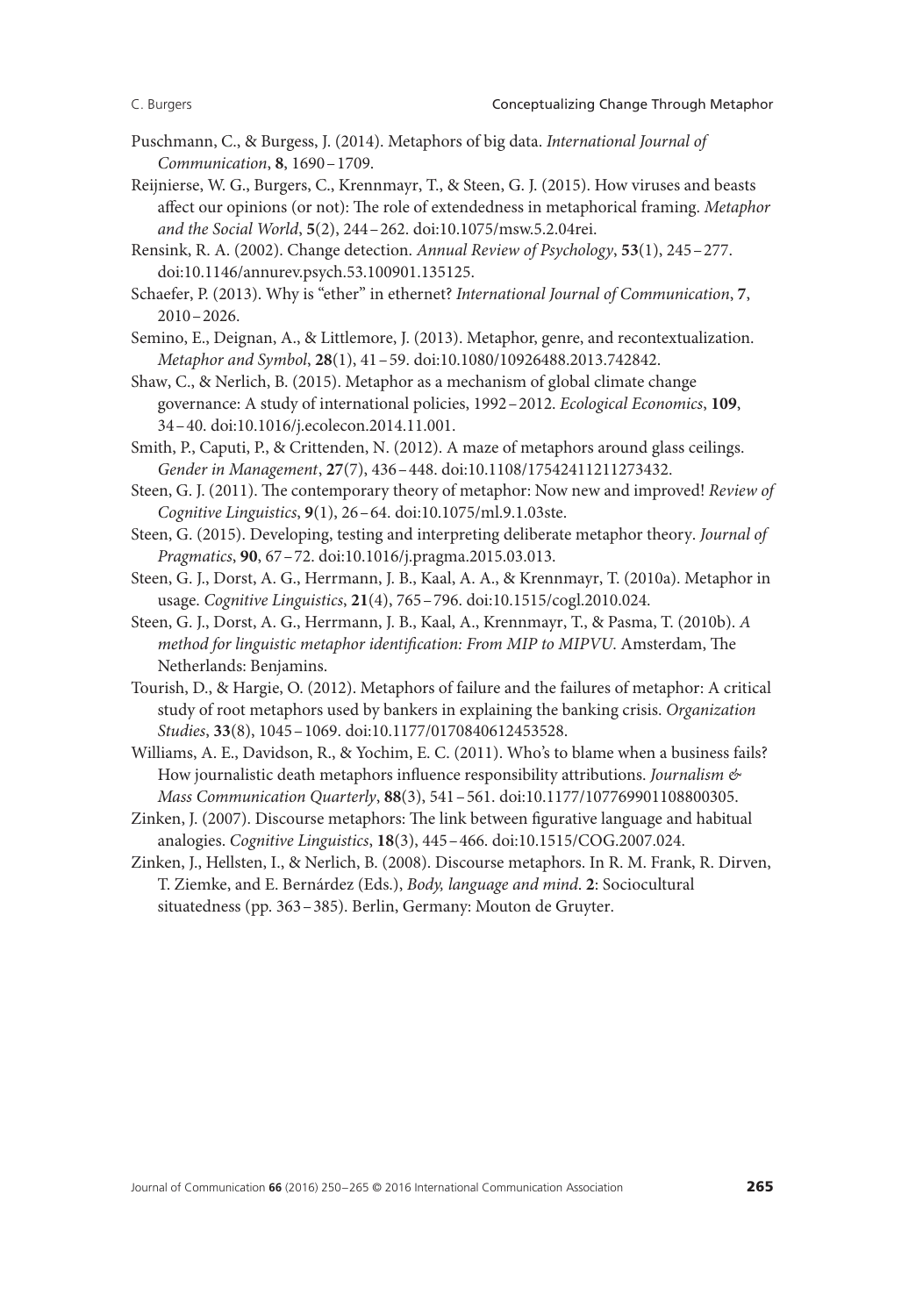Puschmann, C., & Burgess, J. (2014). Metaphors of big data. *International Journal of Communication*, **8**, 1690 – 1709.

Reijnierse, W. G., Burgers, C., Krennmayr, T., & Steen, G. J. (2015). How viruses and beasts affect our opinions (or not): The role of extendedness in metaphorical framing. *Metaphor and the Social World*, **5**(2), 244 – 262. doi:10.1075/msw.5.2.04rei.

Rensink, R. A. (2002). Change detection. *Annual Review of Psychology*, **53**(1), 245 – 277. doi:10.1146/annurev.psych.53.100901.135125.

Schaefer, P. (2013). Why is "ether" in ethernet? *International Journal of Communication*, **7**, 2010 – 2026.

Semino, E., Deignan, A., & Littlemore, J. (2013). Metaphor, genre, and recontextualization. *Metaphor and Symbol*, **28**(1), 41 – 59. doi:10.1080/10926488.2013.742842.

Shaw, C., & Nerlich, B. (2015). Metaphor as a mechanism of global climate change governance: A study of international policies, 1992 – 2012. *Ecological Economics*, **109**, 34 – 40. doi:10.1016/j.ecolecon.2014.11.001.

Smith, P., Caputi, P., & Crittenden, N. (2012). A maze of metaphors around glass ceilings. *Gender in Management*, **27**(7), 436 – 448. doi:10.1108/17542411211273432.

Steen, G. J. (2011). The contemporary theory of metaphor: Now new and improved! *Review of Cognitive Linguistics*, **9**(1), 26 – 64. doi:10.1075/ml.9.1.03ste.

Steen, G. (2015). Developing, testing and interpreting deliberate metaphor theory. *Journal of Pragmatics*, **90**, 67 – 72. doi:10.1016/j.pragma.2015.03.013.

Steen, G. J., Dorst, A. G., Herrmann, J. B., Kaal, A. A., & Krennmayr, T. (2010a). Metaphor in usage. *Cognitive Linguistics*, **21**(4), 765 – 796. doi:10.1515/cogl.2010.024.

Steen, G. J., Dorst, A. G., Herrmann, J. B., Kaal, A., Krennmayr, T., & Pasma, T. (2010b). *A method for linguistic metaphor identification: From MIP to MIPVU*. Amsterdam, The Netherlands: Benjamins.

Tourish, D., & Hargie, O. (2012). Metaphors of failure and the failures of metaphor: A critical study of root metaphors used by bankers in explaining the banking crisis. *Organization Studies*, **33**(8), 1045 – 1069. doi:10.1177/0170840612453528.

Williams, A. E., Davidson, R., & Yochim, E. C. (2011). Who's to blame when a business fails? How journalistic death metaphors influence responsibility attributions. *Journalism & Mass Communication Quarterly*, **88**(3), 541 – 561. doi:10.1177/107769901108800305.

Zinken, J. (2007). Discourse metaphors: The link between figurative language and habitual analogies. *Cognitive Linguistics*, **18**(3), 445 – 466. doi:10.1515/COG.2007.024.

Zinken, J., Hellsten, I., & Nerlich, B. (2008). Discourse metaphors. In R. M. Frank, R. Dirven, T. Ziemke, and E. Bernárdez (Eds.), *Body, language and mind*. **2**: Sociocultural situatedness (pp. 363 – 385). Berlin, Germany: Mouton de Gruyter.